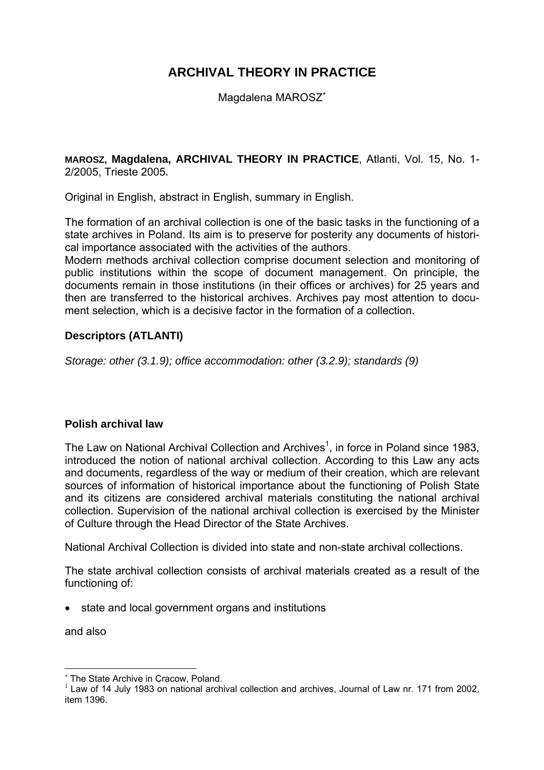# ARCHIVAL THEORY IN PRACTICE

Magdalena MAROSZ[*]

**MAROSZ, Magdalena, ARCHIVAL THEORY IN PRACTICE**, Atlanti, Vol. 15, No. 1-2/2005, Trieste 2005.

Original in English, abstract in English, summary in English.

The formation of an archival collection is one of the basic tasks in the functioning of a state archives in Poland. Its aim is to preserve for posterity any documents of historical importance associated with the activities of the authors.
Modern methods archival collection comprise document selection and monitoring of public institutions within the scope of document management. On principle, the documents remain in those institutions (in their offices or archives) for 25 years and then are transferred to the historical archives. Archives pay most attention to document selection, which is a decisive factor in the formation of a collection.

### Descriptors (ATLANTI)

*Storage: other (3.1.9); office accommodation: other (3.2.9); standards (9)*

### Polish archival law

The Law on National Archival Collection and Archives[1], in force in Poland since 1983, introduced the notion of national archival collection. According to this Law any acts and documents, regardless of the way or medium of their creation, which are relevant sources of information of historical importance about the functioning of Polish State and its citizens are considered archival materials constituting the national archival collection. Supervision of the national archival collection is exercised by the Minister of Culture through the Head Director of the State Archives.

National Archival Collection is divided into state and non-state archival collections.

The state archival collection consists of archival materials created as a result of the functioning of:

- state and local government organs and institutions

and also

---

[*] The State Archive in Cracow, Poland.

[1] Law of 14 July 1983 on national archival collection and archives, Journal of Law nr. 171 from 2002, item 1396.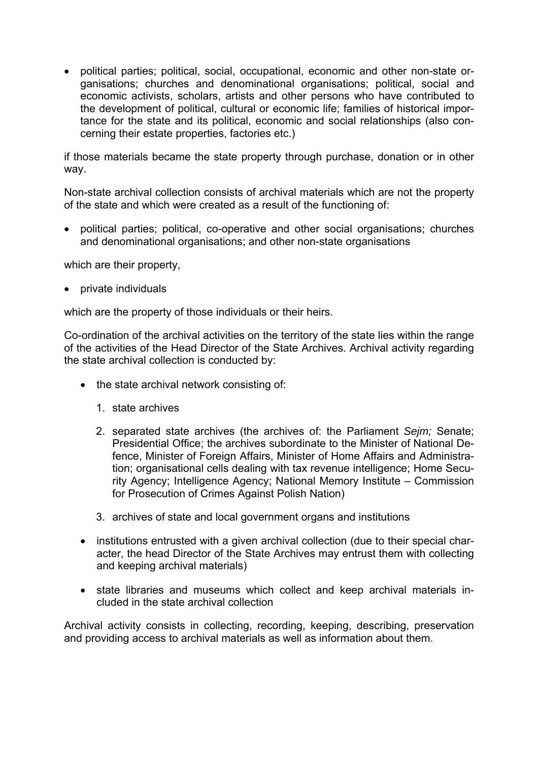- political parties; political, social, occupational, economic and other non-state organisations; churches and denominational organisations; political, social and economic activists, scholars, artists and other persons who have contributed to the development of political, cultural or economic life; families of historical importance for the state and its political, economic and social relationships (also concerning their estate properties, factories etc.)

if those materials became the state property through purchase, donation or in other way.

Non-state archival collection consists of archival materials which are not the property of the state and which were created as a result of the functioning of:

- political parties; political, co-operative and other social organisations; churches and denominational organisations; and other non-state organisations

which are their property,

- private individuals

which are the property of those individuals or their heirs.

Co-ordination of the archival activities on the territory of the state lies within the range of the activities of the Head Director of the State Archives. Archival activity regarding the state archival collection is conducted by:

- the state archival network consisting of:
  1. state archives
  2. separated state archives (the archives of: the Parliament *Sejm;* Senate; Presidential Office; the archives subordinate to the Minister of National Defence, Minister of Foreign Affairs, Minister of Home Affairs and Administration; organisational cells dealing with tax revenue intelligence; Home Security Agency; Intelligence Agency; National Memory Institute – Commission for Prosecution of Crimes Against Polish Nation)
  3. archives of state and local government organs and institutions
- institutions entrusted with a given archival collection (due to their special character, the head Director of the State Archives may entrust them with collecting and keeping archival materials)
- state libraries and museums which collect and keep archival materials included in the state archival collection

Archival activity consists in collecting, recording, keeping, describing, preservation and providing access to archival materials as well as information about them.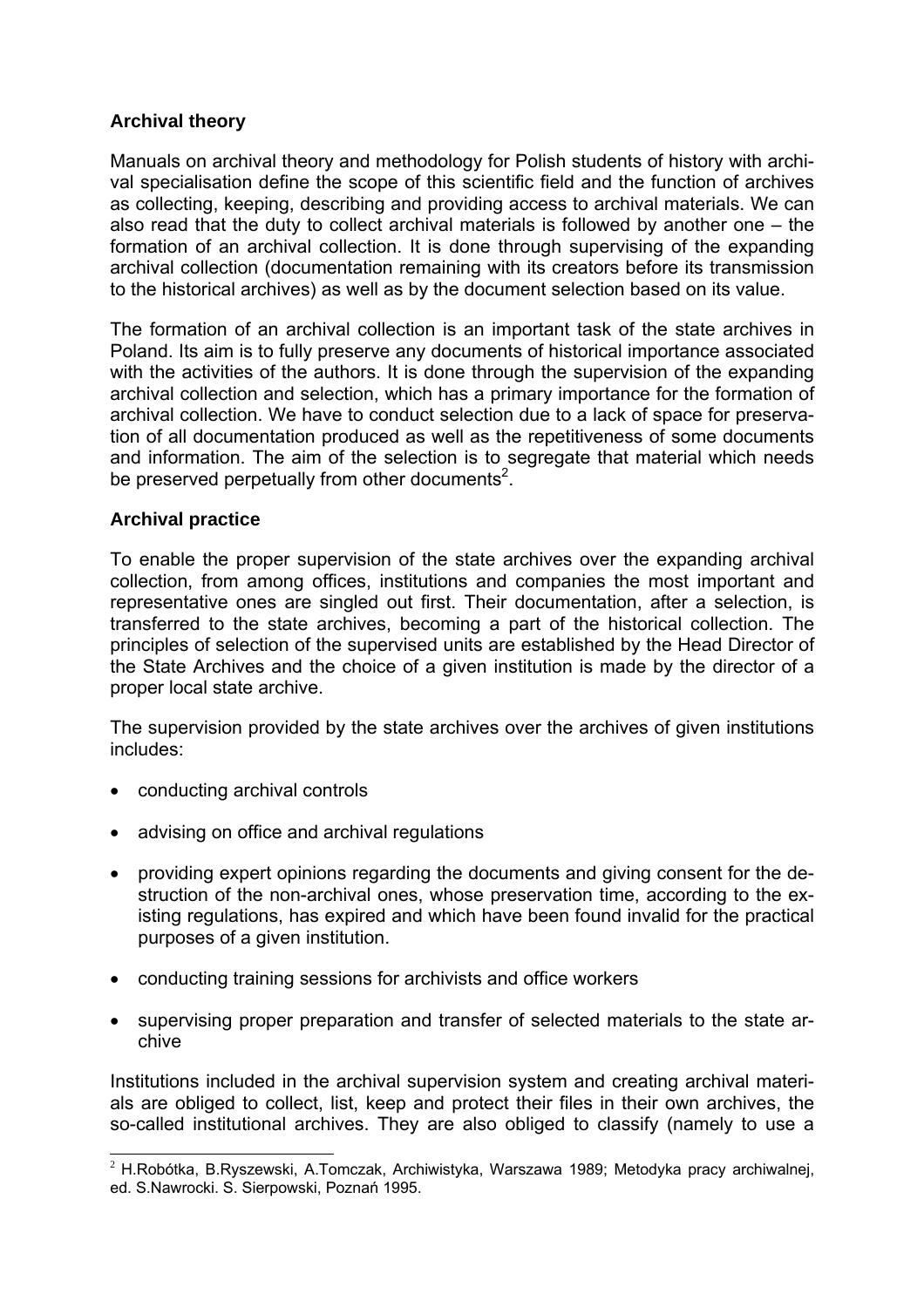### Archival theory

Manuals on archival theory and methodology for Polish students of history with archival specialisation define the scope of this scientific field and the function of archives as collecting, keeping, describing and providing access to archival materials. We can also read that the duty to collect archival materials is followed by another one – the formation of an archival collection. It is done through supervising of the expanding archival collection (documentation remaining with its creators before its transmission to the historical archives) as well as by the document selection based on its value.

The formation of an archival collection is an important task of the state archives in Poland. Its aim is to fully preserve any documents of historical importance associated with the activities of the authors. It is done through the supervision of the expanding archival collection and selection, which has a primary importance for the formation of archival collection. We have to conduct selection due to a lack of space for preservation of all documentation produced as well as the repetitiveness of some documents and information. The aim of the selection is to segregate that material which needs be preserved perpetually from other documents[2].

### Archival practice

To enable the proper supervision of the state archives over the expanding archival collection, from among offices, institutions and companies the most important and representative ones are singled out first. Their documentation, after a selection, is transferred to the state archives, becoming a part of the historical collection. The principles of selection of the supervised units are established by the Head Director of the State Archives and the choice of a given institution is made by the director of a proper local state archive.

The supervision provided by the state archives over the archives of given institutions includes:

- conducting archival controls
- advising on office and archival regulations
- providing expert opinions regarding the documents and giving consent for the destruction of the non-archival ones, whose preservation time, according to the existing regulations, has expired and which have been found invalid for the practical purposes of a given institution.
- conducting training sessions for archivists and office workers
- supervising proper preparation and transfer of selected materials to the state archive

Institutions included in the archival supervision system and creating archival materials are obliged to collect, list, keep and protect their files in their own archives, the so-called institutional archives. They are also obliged to classify (namely to use a

---

[2] H.Robótka, B.Ryszewski, A.Tomczak, Archiwistyka, Warszawa 1989; Metodyka pracy archiwalnej, ed. S.Nawrocki. S. Sierpowski, Poznań 1995.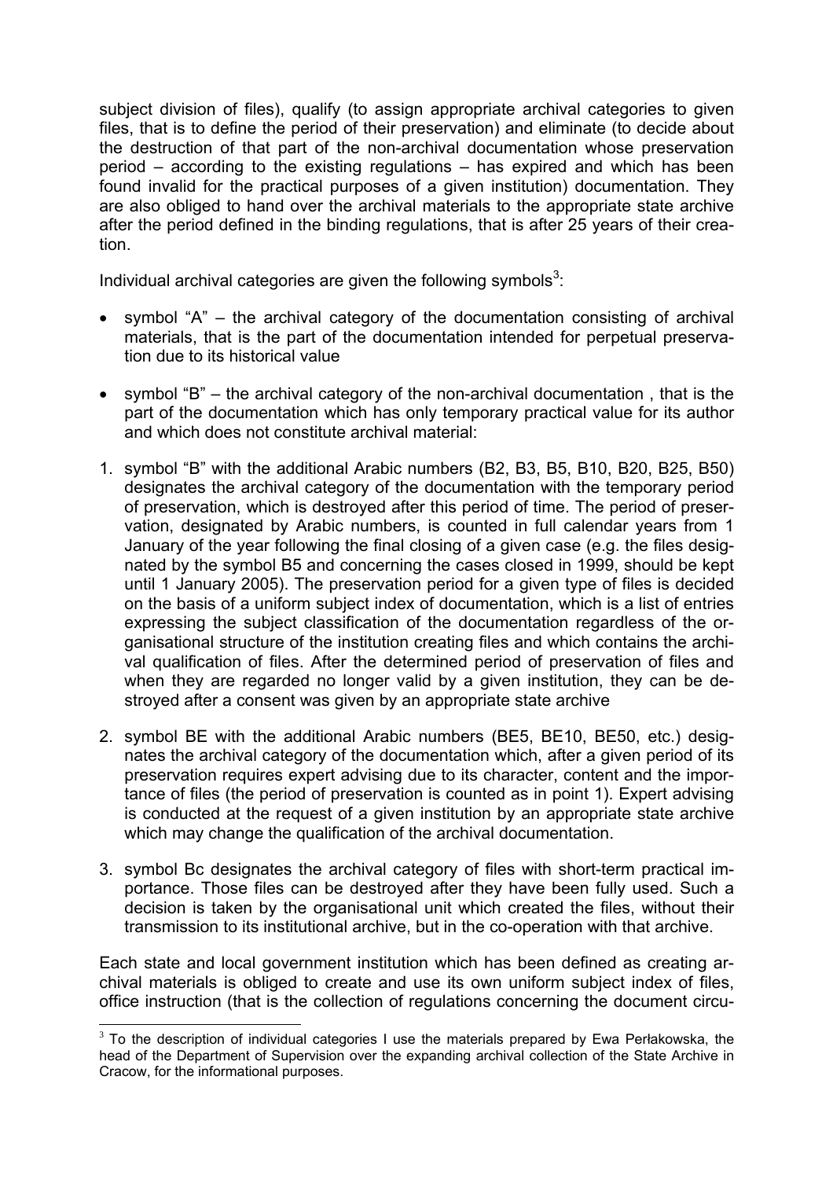subject division of files), qualify (to assign appropriate archival categories to given files, that is to define the period of their preservation) and eliminate (to decide about the destruction of that part of the non-archival documentation whose preservation period – according to the existing regulations – has expired and which has been found invalid for the practical purposes of a given institution) documentation. They are also obliged to hand over the archival materials to the appropriate state archive after the period defined in the binding regulations, that is after 25 years of their creation.

Individual archival categories are given the following symbols[3]:

- symbol "A" – the archival category of the documentation consisting of archival materials, that is the part of the documentation intended for perpetual preservation due to its historical value
- symbol "B" – the archival category of the non-archival documentation , that is the part of the documentation which has only temporary practical value for its author and which does not constitute archival material:

1. symbol "B" with the additional Arabic numbers (B2, B3, B5, B10, B20, B25, B50) designates the archival category of the documentation with the temporary period of preservation, which is destroyed after this period of time. The period of preservation, designated by Arabic numbers, is counted in full calendar years from 1 January of the year following the final closing of a given case (e.g. the files designated by the symbol B5 and concerning the cases closed in 1999, should be kept until 1 January 2005). The preservation period for a given type of files is decided on the basis of a uniform subject index of documentation, which is a list of entries expressing the subject classification of the documentation regardless of the organisational structure of the institution creating files and which contains the archival qualification of files. After the determined period of preservation of files and when they are regarded no longer valid by a given institution, they can be destroyed after a consent was given by an appropriate state archive
2. symbol BE with the additional Arabic numbers (BE5, BE10, BE50, etc.) designates the archival category of the documentation which, after a given period of its preservation requires expert advising due to its character, content and the importance of files (the period of preservation is counted as in point 1). Expert advising is conducted at the request of a given institution by an appropriate state archive which may change the qualification of the archival documentation.
3. symbol Bc designates the archival category of files with short-term practical importance. Those files can be destroyed after they have been fully used. Such a decision is taken by the organisational unit which created the files, without their transmission to its institutional archive, but in the co-operation with that archive.

Each state and local government institution which has been defined as creating archival materials is obliged to create and use its own uniform subject index of files, office instruction (that is the collection of regulations concerning the document circu-

[3] To the description of individual categories I use the materials prepared by Ewa Perłakowska, the head of the Department of Supervision over the expanding archival collection of the State Archive in Cracow, for the informational purposes.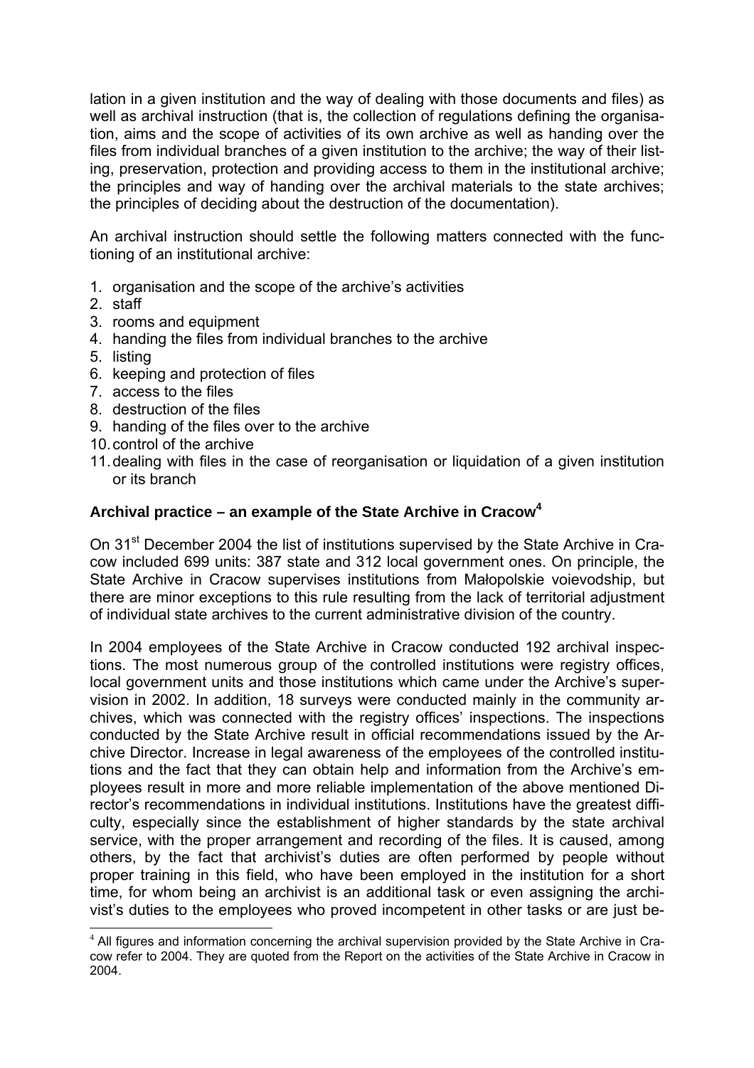lation in a given institution and the way of dealing with those documents and files) as well as archival instruction (that is, the collection of regulations defining the organisation, aims and the scope of activities of its own archive as well as handing over the files from individual branches of a given institution to the archive; the way of their listing, preservation, protection and providing access to them in the institutional archive; the principles and way of handing over the archival materials to the state archives; the principles of deciding about the destruction of the documentation).

An archival instruction should settle the following matters connected with the functioning of an institutional archive:

1. organisation and the scope of the archive's activities
2. staff
3. rooms and equipment
4. handing the files from individual branches to the archive
5. listing
6. keeping and protection of files
7. access to the files
8. destruction of the files
9. handing of the files over to the archive
10. control of the archive
11. dealing with files in the case of reorganisation or liquidation of a given institution or its branch

### Archival practice – an example of the State Archive in Cracow[4]

On 31st December 2004 the list of institutions supervised by the State Archive in Cracow included 699 units: 387 state and 312 local government ones. On principle, the State Archive in Cracow supervises institutions from Małopolskie voievodship, but there are minor exceptions to this rule resulting from the lack of territorial adjustment of individual state archives to the current administrative division of the country.

In 2004 employees of the State Archive in Cracow conducted 192 archival inspections. The most numerous group of the controlled institutions were registry offices, local government units and those institutions which came under the Archive's supervision in 2002. In addition, 18 surveys were conducted mainly in the community archives, which was connected with the registry offices' inspections. The inspections conducted by the State Archive result in official recommendations issued by the Archive Director. Increase in legal awareness of the employees of the controlled institutions and the fact that they can obtain help and information from the Archive's employees result in more and more reliable implementation of the above mentioned Director's recommendations in individual institutions. Institutions have the greatest difficulty, especially since the establishment of higher standards by the state archival service, with the proper arrangement and recording of the files. It is caused, among others, by the fact that archivist's duties are often performed by people without proper training in this field, who have been employed in the institution for a short time, for whom being an archivist is an additional task or even assigning the archivist's duties to the employees who proved incompetent in other tasks or are just be-

[4] All figures and information concerning the archival supervision provided by the State Archive in Cracow refer to 2004. They are quoted from the Report on the activities of the State Archive in Cracow in 2004.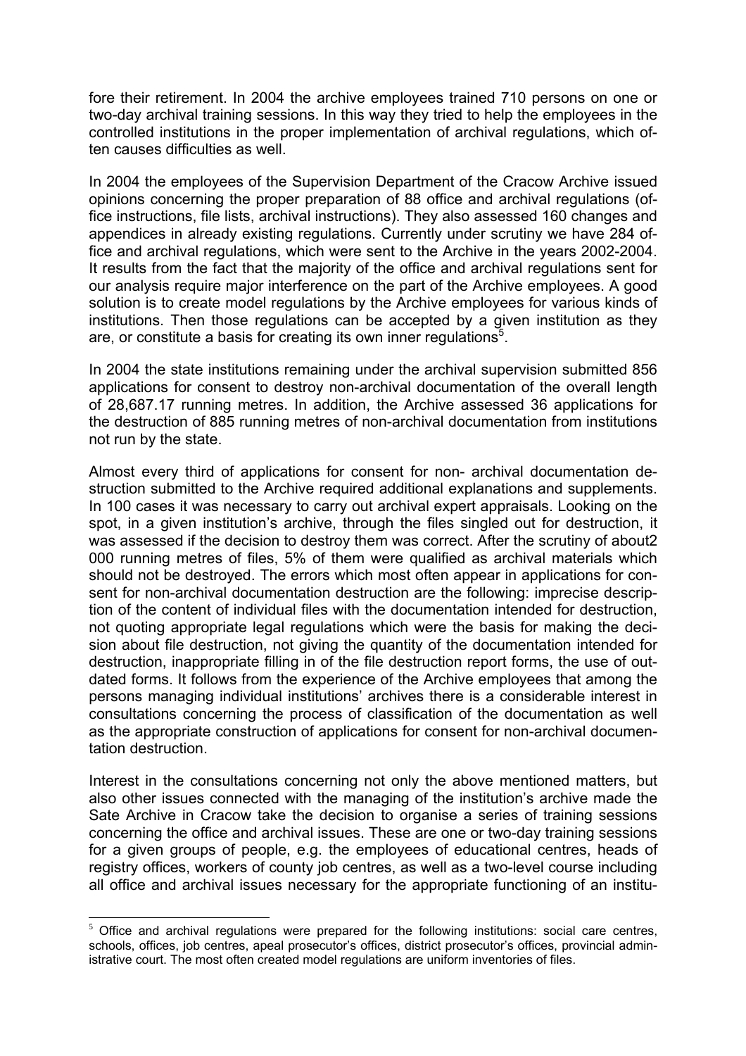fore their retirement. In 2004 the archive employees trained 710 persons on one or two-day archival training sessions. In this way they tried to help the employees in the controlled institutions in the proper implementation of archival regulations, which often causes difficulties as well.

In 2004 the employees of the Supervision Department of the Cracow Archive issued opinions concerning the proper preparation of 88 office and archival regulations (office instructions, file lists, archival instructions). They also assessed 160 changes and appendices in already existing regulations. Currently under scrutiny we have 284 office and archival regulations, which were sent to the Archive in the years 2002-2004. It results from the fact that the majority of the office and archival regulations sent for our analysis require major interference on the part of the Archive employees. A good solution is to create model regulations by the Archive employees for various kinds of institutions. Then those regulations can be accepted by a given institution as they are, or constitute a basis for creating its own inner regulations[5].

In 2004 the state institutions remaining under the archival supervision submitted 856 applications for consent to destroy non-archival documentation of the overall length of 28,687.17 running metres. In addition, the Archive assessed 36 applications for the destruction of 885 running metres of non-archival documentation from institutions not run by the state.

Almost every third of applications for consent for non- archival documentation destruction submitted to the Archive required additional explanations and supplements. In 100 cases it was necessary to carry out archival expert appraisals. Looking on the spot, in a given institution's archive, through the files singled out for destruction, it was assessed if the decision to destroy them was correct. After the scrutiny of about2 000 running metres of files, 5% of them were qualified as archival materials which should not be destroyed. The errors which most often appear in applications for consent for non-archival documentation destruction are the following: imprecise description of the content of individual files with the documentation intended for destruction, not quoting appropriate legal regulations which were the basis for making the decision about file destruction, not giving the quantity of the documentation intended for destruction, inappropriate filling in of the file destruction report forms, the use of outdated forms. It follows from the experience of the Archive employees that among the persons managing individual institutions' archives there is a considerable interest in consultations concerning the process of classification of the documentation as well as the appropriate construction of applications for consent for non-archival documentation destruction.

Interest in the consultations concerning not only the above mentioned matters, but also other issues connected with the managing of the institution's archive made the Sate Archive in Cracow take the decision to organise a series of training sessions concerning the office and archival issues. These are one or two-day training sessions for a given groups of people, e.g. the employees of educational centres, heads of registry offices, workers of county job centres, as well as a two-level course including all office and archival issues necessary for the appropriate functioning of an institu-

[5] Office and archival regulations were prepared for the following institutions: social care centres, schools, offices, job centres, apeal prosecutor's offices, district prosecutor's offices, provincial administrative court. The most often created model regulations are uniform inventories of files.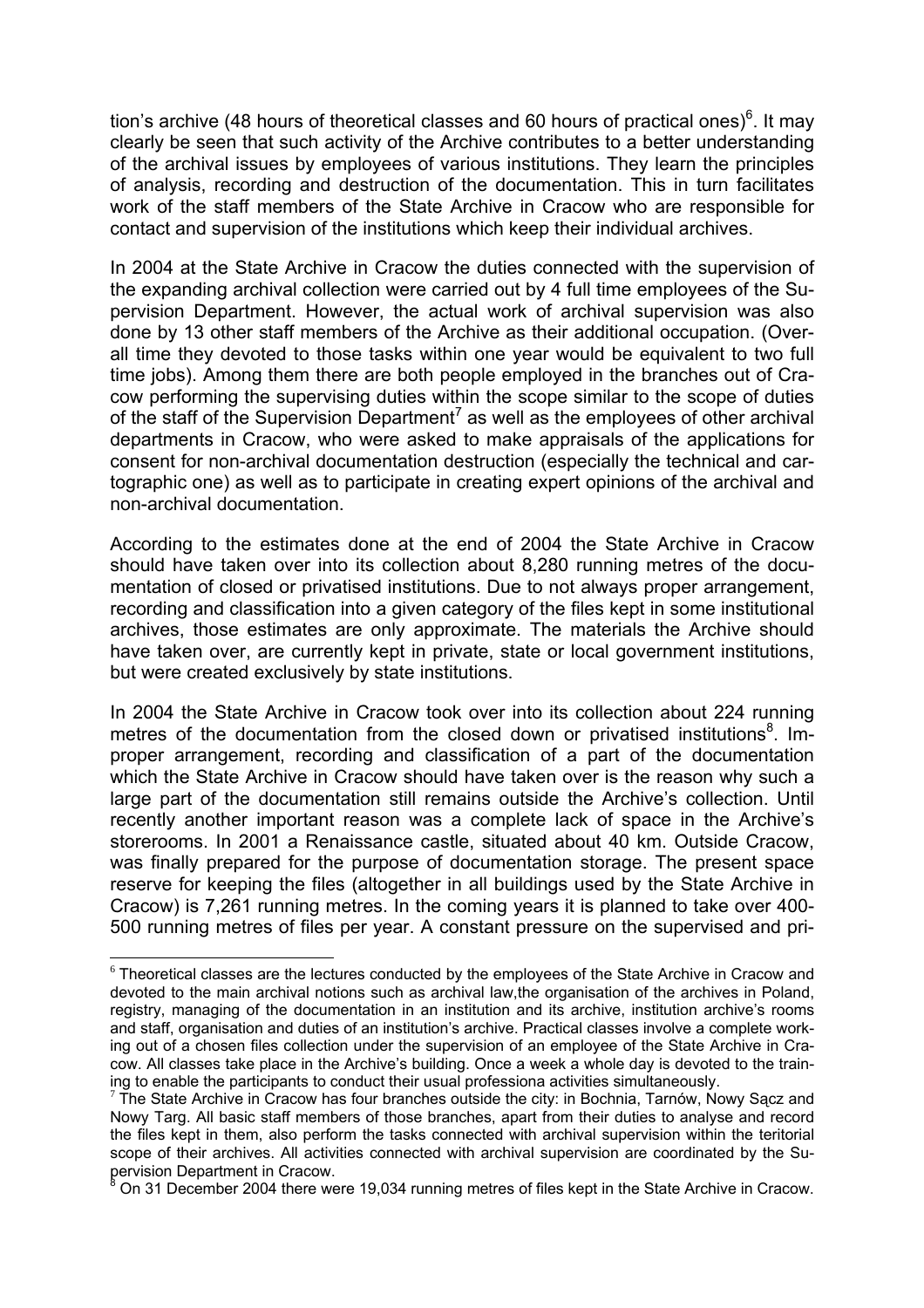tion's archive (48 hours of theoretical classes and 60 hours of practical ones)[6]. It may clearly be seen that such activity of the Archive contributes to a better understanding of the archival issues by employees of various institutions. They learn the principles of analysis, recording and destruction of the documentation. This in turn facilitates work of the staff members of the State Archive in Cracow who are responsible for contact and supervision of the institutions which keep their individual archives.

In 2004 at the State Archive in Cracow the duties connected with the supervision of the expanding archival collection were carried out by 4 full time employees of the Supervision Department. However, the actual work of archival supervision was also done by 13 other staff members of the Archive as their additional occupation. (Overall time they devoted to those tasks within one year would be equivalent to two full time jobs). Among them there are both people employed in the branches out of Cracow performing the supervising duties within the scope similar to the scope of duties of the staff of the Supervision Department[7] as well as the employees of other archival departments in Cracow, who were asked to make appraisals of the applications for consent for non-archival documentation destruction (especially the technical and cartographic one) as well as to participate in creating expert opinions of the archival and non-archival documentation.

According to the estimates done at the end of 2004 the State Archive in Cracow should have taken over into its collection about 8,280 running metres of the documentation of closed or privatised institutions. Due to not always proper arrangement, recording and classification into a given category of the files kept in some institutional archives, those estimates are only approximate. The materials the Archive should have taken over, are currently kept in private, state or local government institutions, but were created exclusively by state institutions.

In 2004 the State Archive in Cracow took over into its collection about 224 running metres of the documentation from the closed down or privatised institutions[8]. Improper arrangement, recording and classification of a part of the documentation which the State Archive in Cracow should have taken over is the reason why such a large part of the documentation still remains outside the Archive's collection. Until recently another important reason was a complete lack of space in the Archive's storerooms. In 2001 a Renaissance castle, situated about 40 km. Outside Cracow, was finally prepared for the purpose of documentation storage. The present space reserve for keeping the files (altogether in all buildings used by the State Archive in Cracow) is 7,261 running metres. In the coming years it is planned to take over 400-500 running metres of files per year. A constant pressure on the supervised and pri-

---

[6] Theoretical classes are the lectures conducted by the employees of the State Archive in Cracow and devoted to the main archival notions such as archival law,the organisation of the archives in Poland, registry, managing of the documentation in an institution and its archive, institution archive's rooms and staff, organisation and duties of an institution's archive. Practical classes involve a complete working out of a chosen files collection under the supervision of an employee of the State Archive in Cracow. All classes take place in the Archive's building. Once a week a whole day is devoted to the training to enable the participants to conduct their usual professiona activities simultaneously.

[7] The State Archive in Cracow has four branches outside the city: in Bochnia, Tarnów, Nowy Sącz and Nowy Targ. All basic staff members of those branches, apart from their duties to analyse and record the files kept in them, also perform the tasks connected with archival supervision within the teritorial scope of their archives. All activities connected with archival supervision are coordinated by the Supervision Department in Cracow.

[8] On 31 December 2004 there were 19,034 running metres of files kept in the State Archive in Cracow.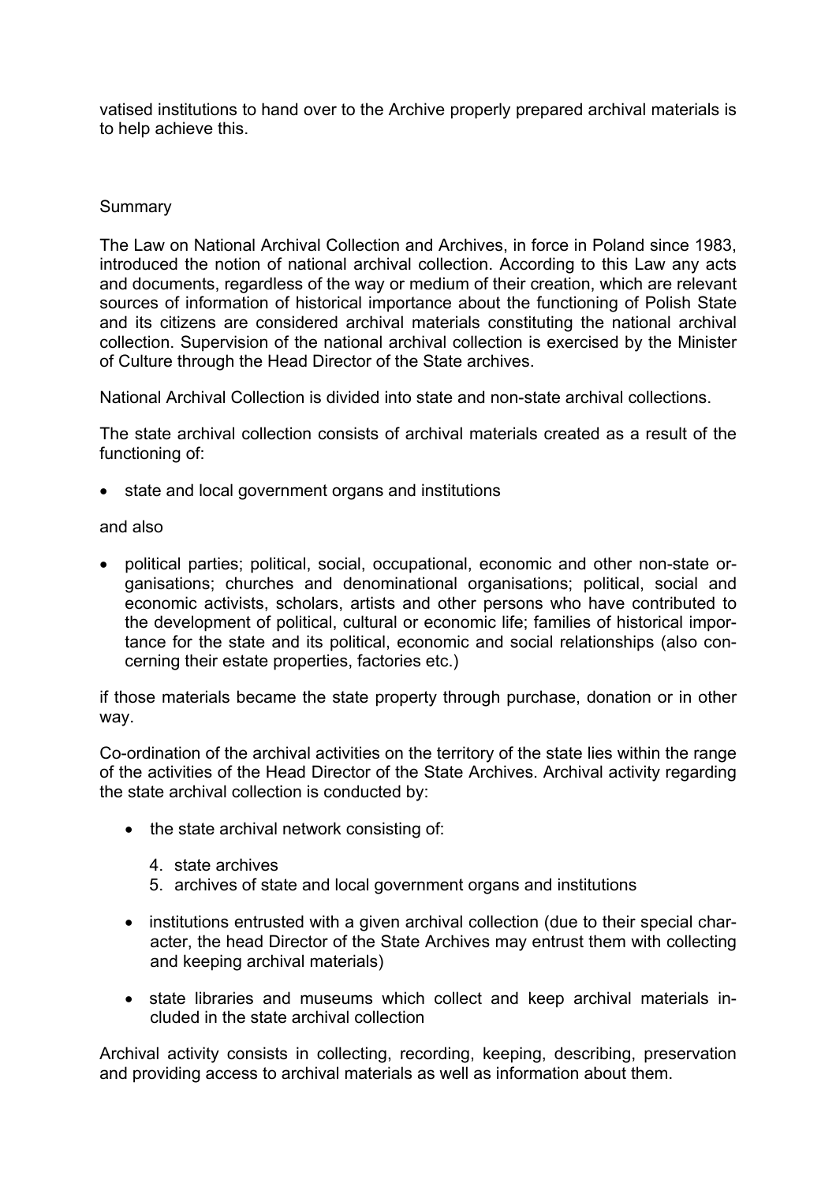vatised institutions to hand over to the Archive properly prepared archival materials is to help achieve this.

## Summary

The Law on National Archival Collection and Archives, in force in Poland since 1983, introduced the notion of national archival collection. According to this Law any acts and documents, regardless of the way or medium of their creation, which are relevant sources of information of historical importance about the functioning of Polish State and its citizens are considered archival materials constituting the national archival collection. Supervision of the national archival collection is exercised by the Minister of Culture through the Head Director of the State archives.

National Archival Collection is divided into state and non-state archival collections.

The state archival collection consists of archival materials created as a result of the functioning of:

- state and local government organs and institutions

and also

- political parties; political, social, occupational, economic and other non-state organisations; churches and denominational organisations; political, social and economic activists, scholars, artists and other persons who have contributed to the development of political, cultural or economic life; families of historical importance for the state and its political, economic and social relationships (also concerning their estate properties, factories etc.)

if those materials became the state property through purchase, donation or in other way.

Co-ordination of the archival activities on the territory of the state lies within the range of the activities of the Head Director of the State Archives. Archival activity regarding the state archival collection is conducted by:

- the state archival network consisting of:

  4. state archives
  5. archives of state and local government organs and institutions

- institutions entrusted with a given archival collection (due to their special character, the head Director of the State Archives may entrust them with collecting and keeping archival materials)

- state libraries and museums which collect and keep archival materials included in the state archival collection

Archival activity consists in collecting, recording, keeping, describing, preservation and providing access to archival materials as well as information about them.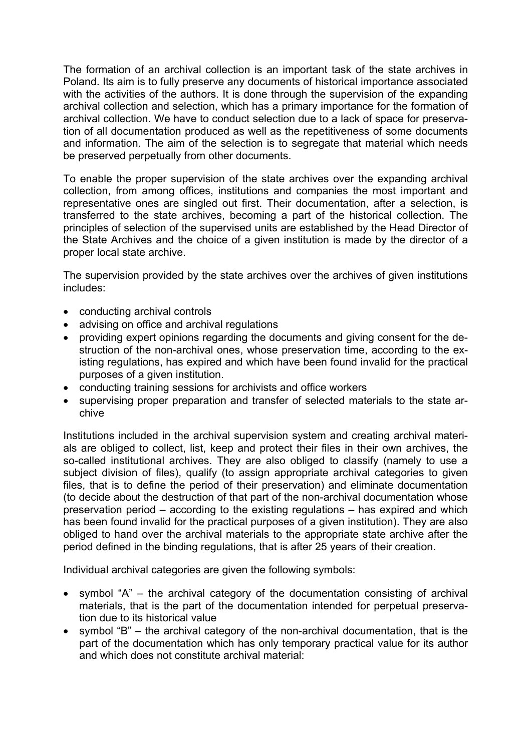The formation of an archival collection is an important task of the state archives in Poland. Its aim is to fully preserve any documents of historical importance associated with the activities of the authors. It is done through the supervision of the expanding archival collection and selection, which has a primary importance for the formation of archival collection. We have to conduct selection due to a lack of space for preservation of all documentation produced as well as the repetitiveness of some documents and information. The aim of the selection is to segregate that material which needs be preserved perpetually from other documents.

To enable the proper supervision of the state archives over the expanding archival collection, from among offices, institutions and companies the most important and representative ones are singled out first. Their documentation, after a selection, is transferred to the state archives, becoming a part of the historical collection. The principles of selection of the supervised units are established by the Head Director of the State Archives and the choice of a given institution is made by the director of a proper local state archive.

The supervision provided by the state archives over the archives of given institutions includes:

- conducting archival controls
- advising on office and archival regulations
- providing expert opinions regarding the documents and giving consent for the destruction of the non-archival ones, whose preservation time, according to the existing regulations, has expired and which have been found invalid for the practical purposes of a given institution.
- conducting training sessions for archivists and office workers
- supervising proper preparation and transfer of selected materials to the state archive

Institutions included in the archival supervision system and creating archival materials are obliged to collect, list, keep and protect their files in their own archives, the so-called institutional archives. They are also obliged to classify (namely to use a subject division of files), qualify (to assign appropriate archival categories to given files, that is to define the period of their preservation) and eliminate documentation (to decide about the destruction of that part of the non-archival documentation whose preservation period – according to the existing regulations – has expired and which has been found invalid for the practical purposes of a given institution). They are also obliged to hand over the archival materials to the appropriate state archive after the period defined in the binding regulations, that is after 25 years of their creation.

Individual archival categories are given the following symbols:

- symbol "A" – the archival category of the documentation consisting of archival materials, that is the part of the documentation intended for perpetual preservation due to its historical value
- symbol "B" – the archival category of the non-archival documentation, that is the part of the documentation which has only temporary practical value for its author and which does not constitute archival material: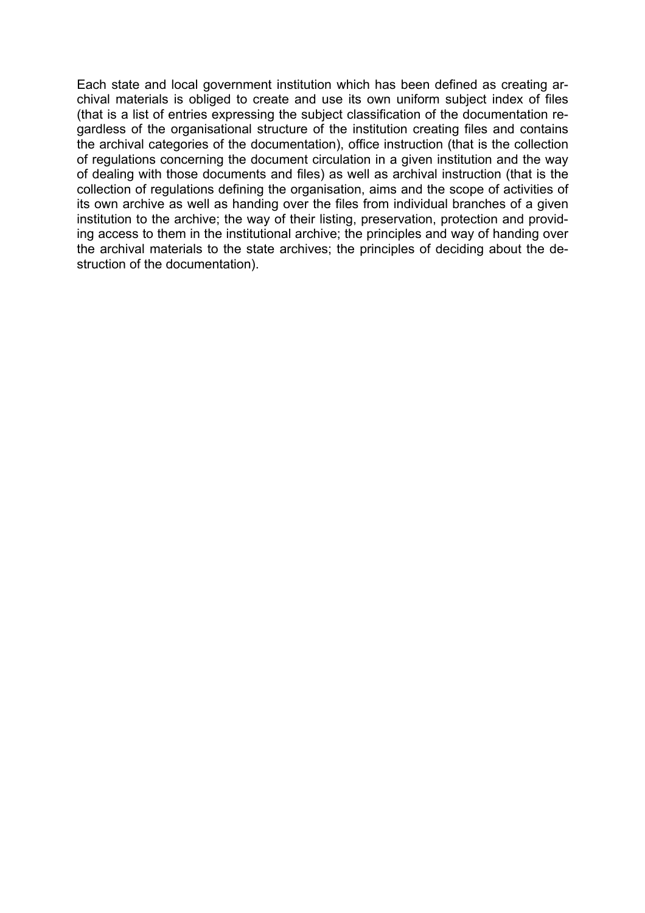Each state and local government institution which has been defined as creating archival materials is obliged to create and use its own uniform subject index of files (that is a list of entries expressing the subject classification of the documentation regardless of the organisational structure of the institution creating files and contains the archival categories of the documentation), office instruction (that is the collection of regulations concerning the document circulation in a given institution and the way of dealing with those documents and files) as well as archival instruction (that is the collection of regulations defining the organisation, aims and the scope of activities of its own archive as well as handing over the files from individual branches of a given institution to the archive; the way of their listing, preservation, protection and providing access to them in the institutional archive; the principles and way of handing over the archival materials to the state archives; the principles of deciding about the destruction of the documentation).